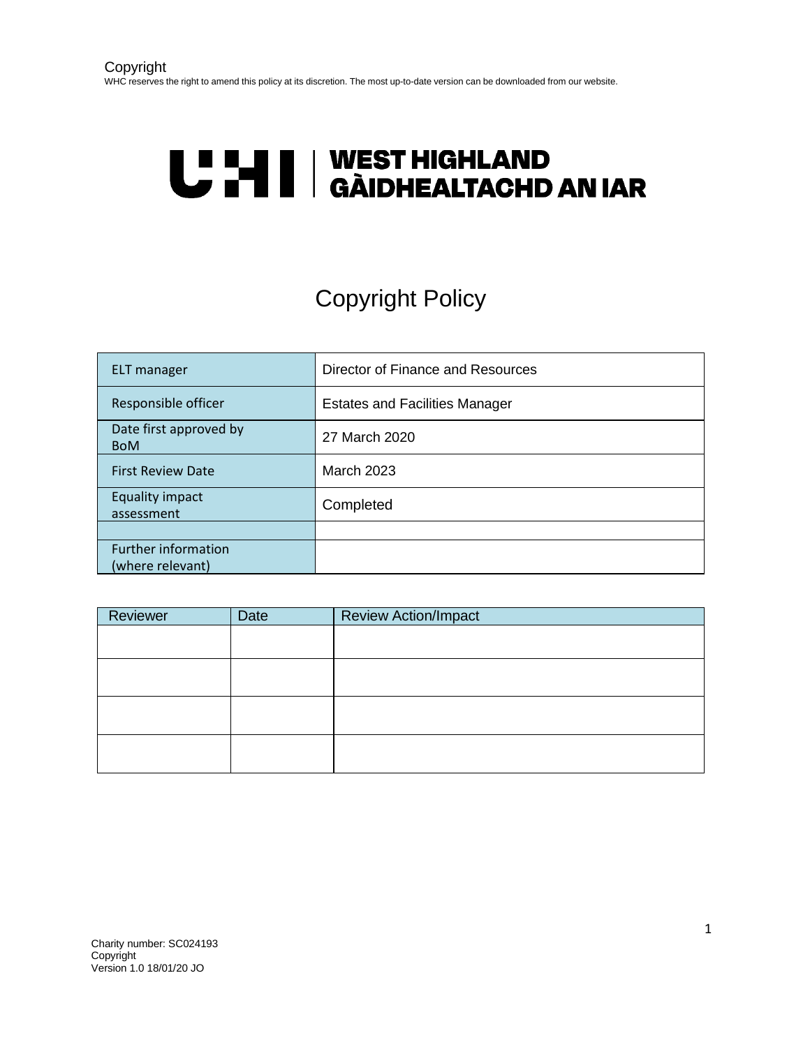Copyright

WHC reserves the right to amend this policy at its discretion. The most up-to-date version can be downloaded from our website.

UHI | WEST HIGHLAND
GÀIDHEALTACHD AN IAR

# Copyright Policy

| ELT manager | Director of Finance and Resources |
|---|---|
| Responsible officer | Estates and Facilities Manager |
| Date first approved by BoM | 27 March 2020 |
| First Review Date | March 2023 |
| Equality impact assessment | Completed |
| | |
| Further information (where relevant) | |

| Reviewer | Date | Review Action/Impact |
|---|---|---|
| | | |
| | | |
| | | |
| | | |

Charity number: SC024193
Copyright
Version 1.0 18/01/20 JO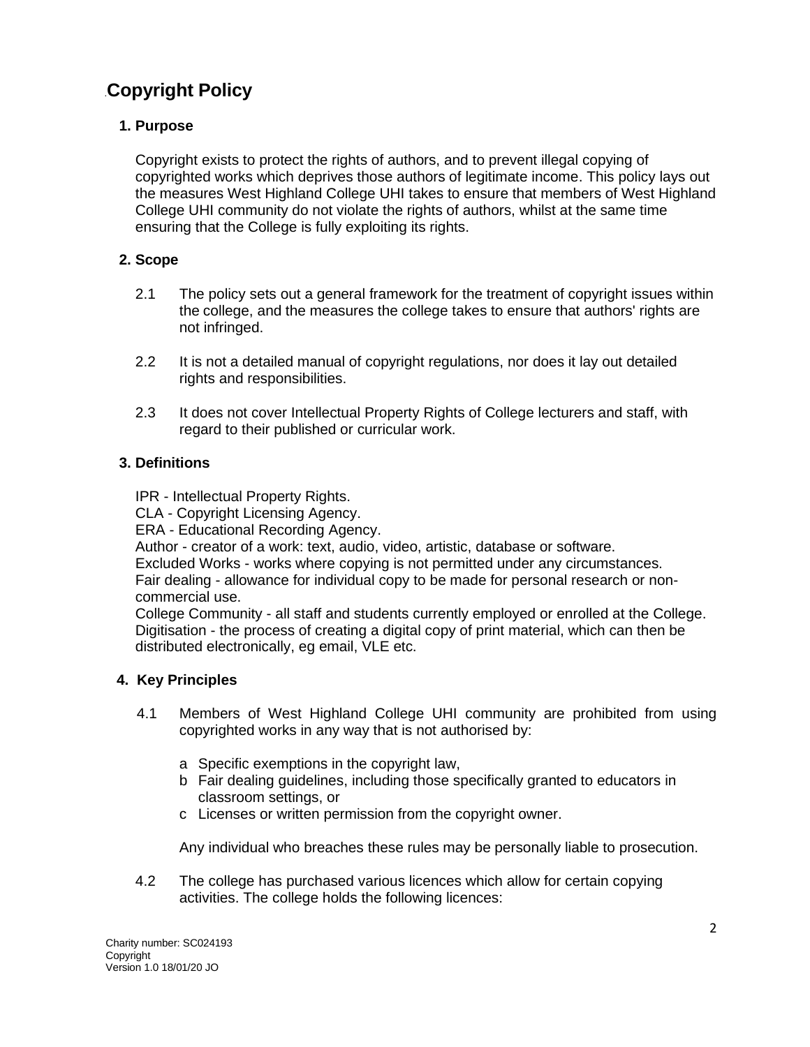# Copyright Policy

## 1. Purpose

Copyright exists to protect the rights of authors, and to prevent illegal copying of copyrighted works which deprives those authors of legitimate income. This policy lays out the measures West Highland College UHI takes to ensure that members of West Highland College UHI community do not violate the rights of authors, whilst at the same time ensuring that the College is fully exploiting its rights.

## 2. Scope

2.1 The policy sets out a general framework for the treatment of copyright issues within the college, and the measures the college takes to ensure that authors' rights are not infringed.

2.2 It is not a detailed manual of copyright regulations, nor does it lay out detailed rights and responsibilities.

2.3 It does not cover Intellectual Property Rights of College lecturers and staff, with regard to their published or curricular work.

## 3. Definitions

IPR - Intellectual Property Rights.
CLA - Copyright Licensing Agency.
ERA - Educational Recording Agency.
Author - creator of a work: text, audio, video, artistic, database or software.
Excluded Works - works where copying is not permitted under any circumstances.
Fair dealing - allowance for individual copy to be made for personal research or non-commercial use.
College Community - all staff and students currently employed or enrolled at the College.
Digitisation - the process of creating a digital copy of print material, which can then be distributed electronically, eg email, VLE etc.

## 4. Key Principles

4.1 Members of West Highland College UHI community are prohibited from using copyrighted works in any way that is not authorised by:

a Specific exemptions in the copyright law,
b Fair dealing guidelines, including those specifically granted to educators in classroom settings, or
c Licenses or written permission from the copyright owner.

Any individual who breaches these rules may be personally liable to prosecution.

4.2 The college has purchased various licences which allow for certain copying activities. The college holds the following licences: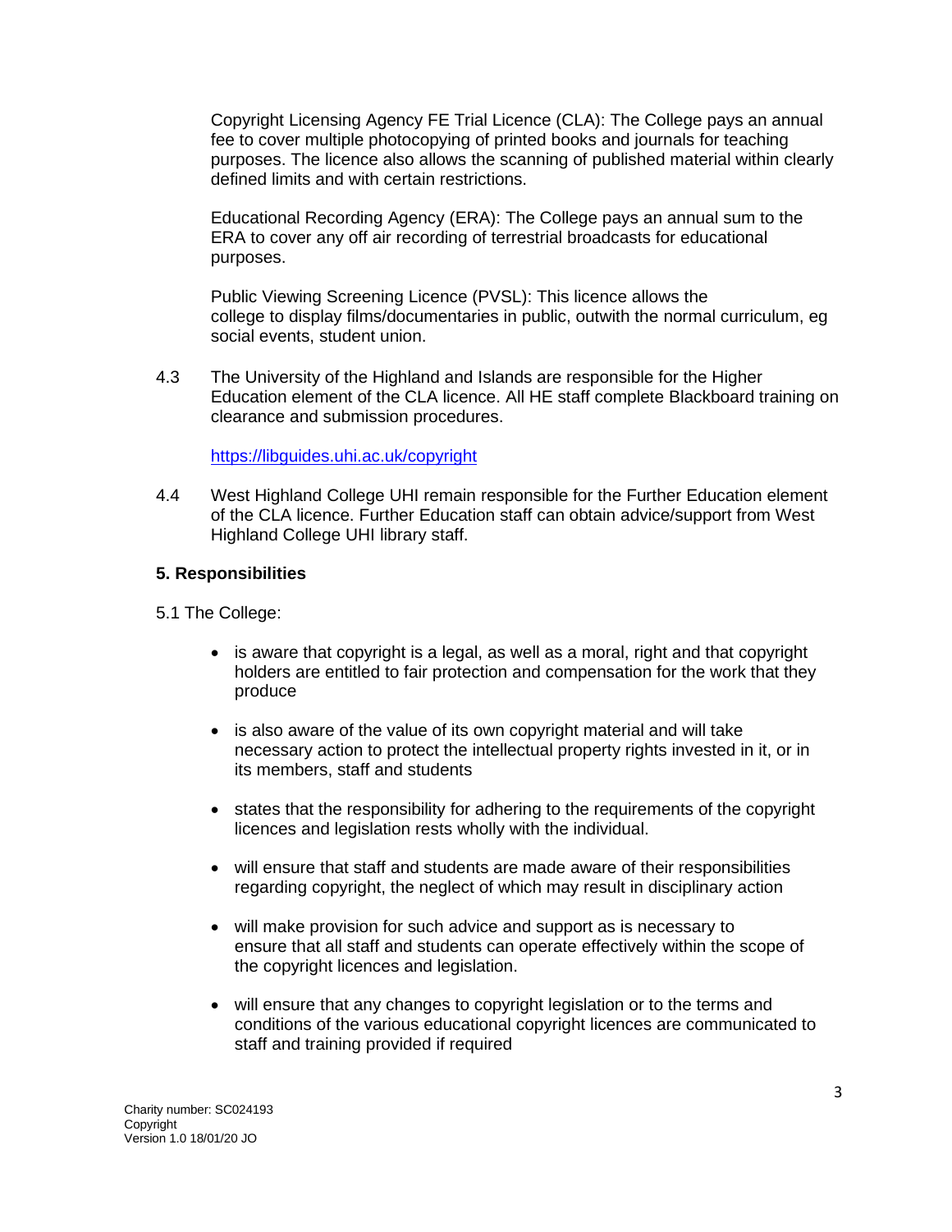Copyright Licensing Agency FE Trial Licence (CLA): The College pays an annual fee to cover multiple photocopying of printed books and journals for teaching purposes. The licence also allows the scanning of published material within clearly defined limits and with certain restrictions.

Educational Recording Agency (ERA): The College pays an annual sum to the ERA to cover any off air recording of terrestrial broadcasts for educational purposes.

Public Viewing Screening Licence (PVSL): This licence allows the college to display films/documentaries in public, outwith the normal curriculum, eg social events, student union.

4.3 The University of the Highland and Islands are responsible for the Higher Education element of the CLA licence. All HE staff complete Blackboard training on clearance and submission procedures.

https://libguides.uhi.ac.uk/copyright

4.4 West Highland College UHI remain responsible for the Further Education element of the CLA licence. Further Education staff can obtain advice/support from West Highland College UHI library staff.

**5. Responsibilities**

5.1 The College:

- is aware that copyright is a legal, as well as a moral, right and that copyright holders are entitled to fair protection and compensation for the work that they produce
- is also aware of the value of its own copyright material and will take necessary action to protect the intellectual property rights invested in it, or in its members, staff and students
- states that the responsibility for adhering to the requirements of the copyright licences and legislation rests wholly with the individual.
- will ensure that staff and students are made aware of their responsibilities regarding copyright, the neglect of which may result in disciplinary action
- will make provision for such advice and support as is necessary to ensure that all staff and students can operate effectively within the scope of the copyright licences and legislation.
- will ensure that any changes to copyright legislation or to the terms and conditions of the various educational copyright licences are communicated to staff and training provided if required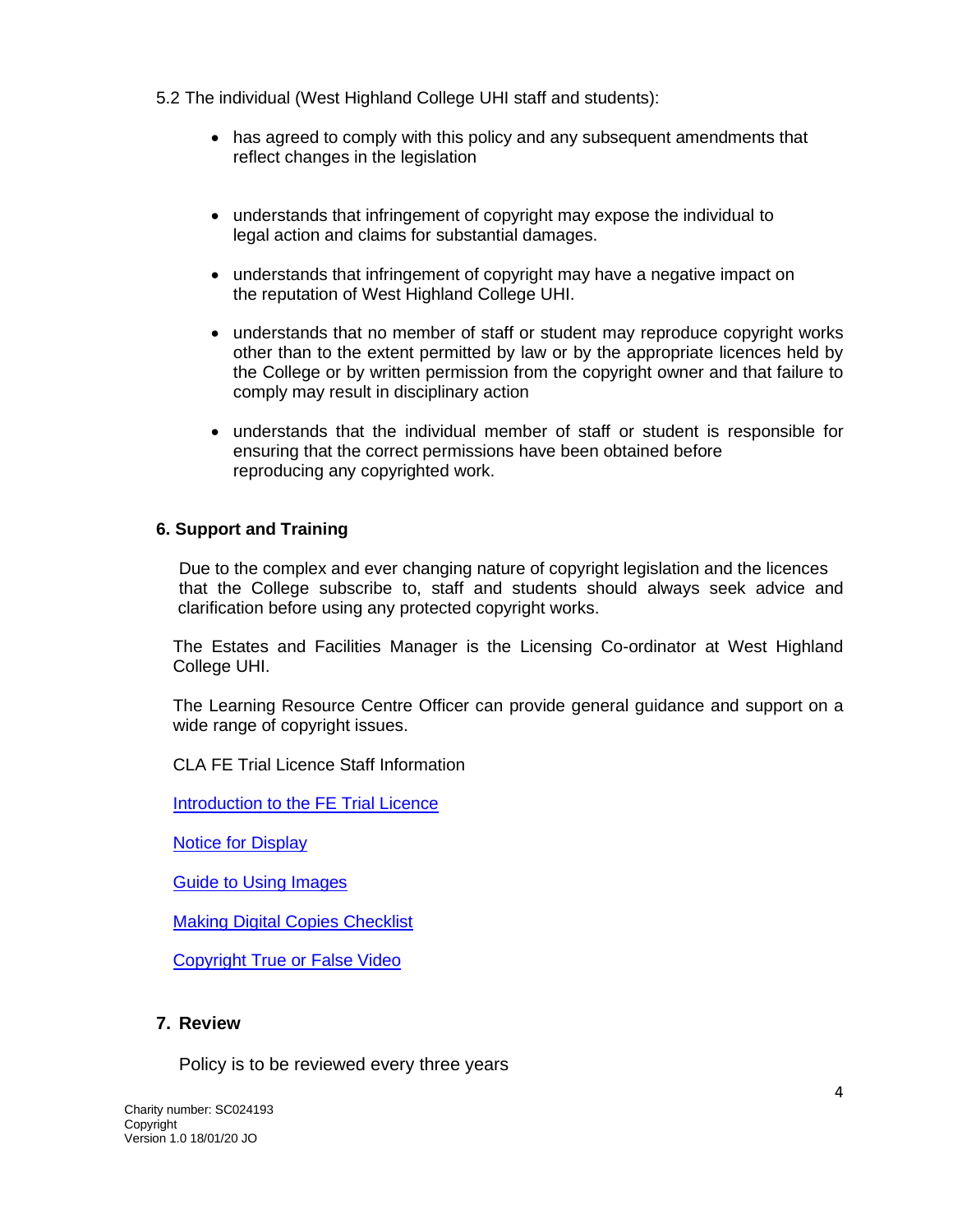5.2 The individual (West Highland College UHI staff and students):

- has agreed to comply with this policy and any subsequent amendments that reflect changes in the legislation
- understands that infringement of copyright may expose the individual to legal action and claims for substantial damages.
- understands that infringement of copyright may have a negative impact on the reputation of West Highland College UHI.
- understands that no member of staff or student may reproduce copyright works other than to the extent permitted by law or by the appropriate licences held by the College or by written permission from the copyright owner and that failure to comply may result in disciplinary action
- understands that the individual member of staff or student is responsible for ensuring that the correct permissions have been obtained before reproducing any copyrighted work.

## 6. Support and Training

Due to the complex and ever changing nature of copyright legislation and the licences that the College subscribe to, staff and students should always seek advice and clarification before using any protected copyright works.

The Estates and Facilities Manager is the Licensing Co-ordinator at West Highland College UHI.

The Learning Resource Centre Officer can provide general guidance and support on a wide range of copyright issues.

CLA FE Trial Licence Staff Information

Introduction to the FE Trial Licence

Notice for Display

Guide to Using Images

Making Digital Copies Checklist

Copyright True or False Video

## 7. Review

Policy is to be reviewed every three years

Charity number: SC024193
Copyright
Version 1.0 18/01/20 JO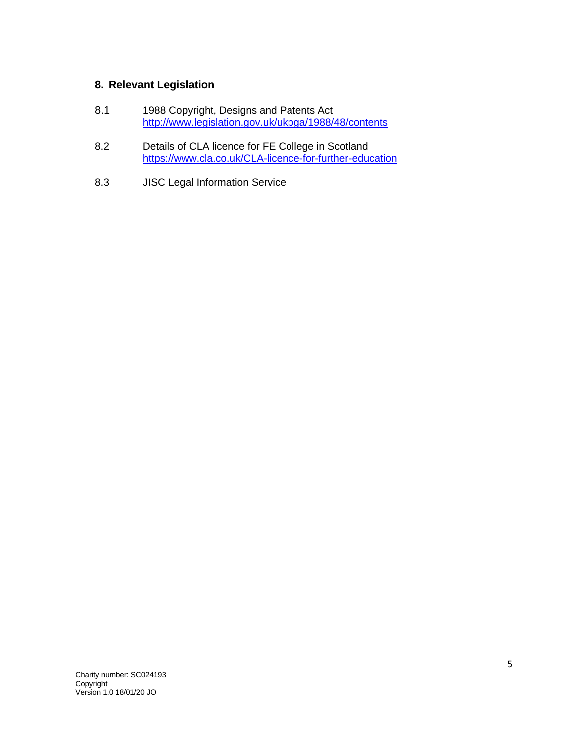## 8. Relevant Legislation

8.1 1988 Copyright, Designs and Patents Act
http://www.legislation.gov.uk/ukpga/1988/48/contents

8.2 Details of CLA licence for FE College in Scotland
https://www.cla.co.uk/CLA-licence-for-further-education

8.3 JISC Legal Information Service